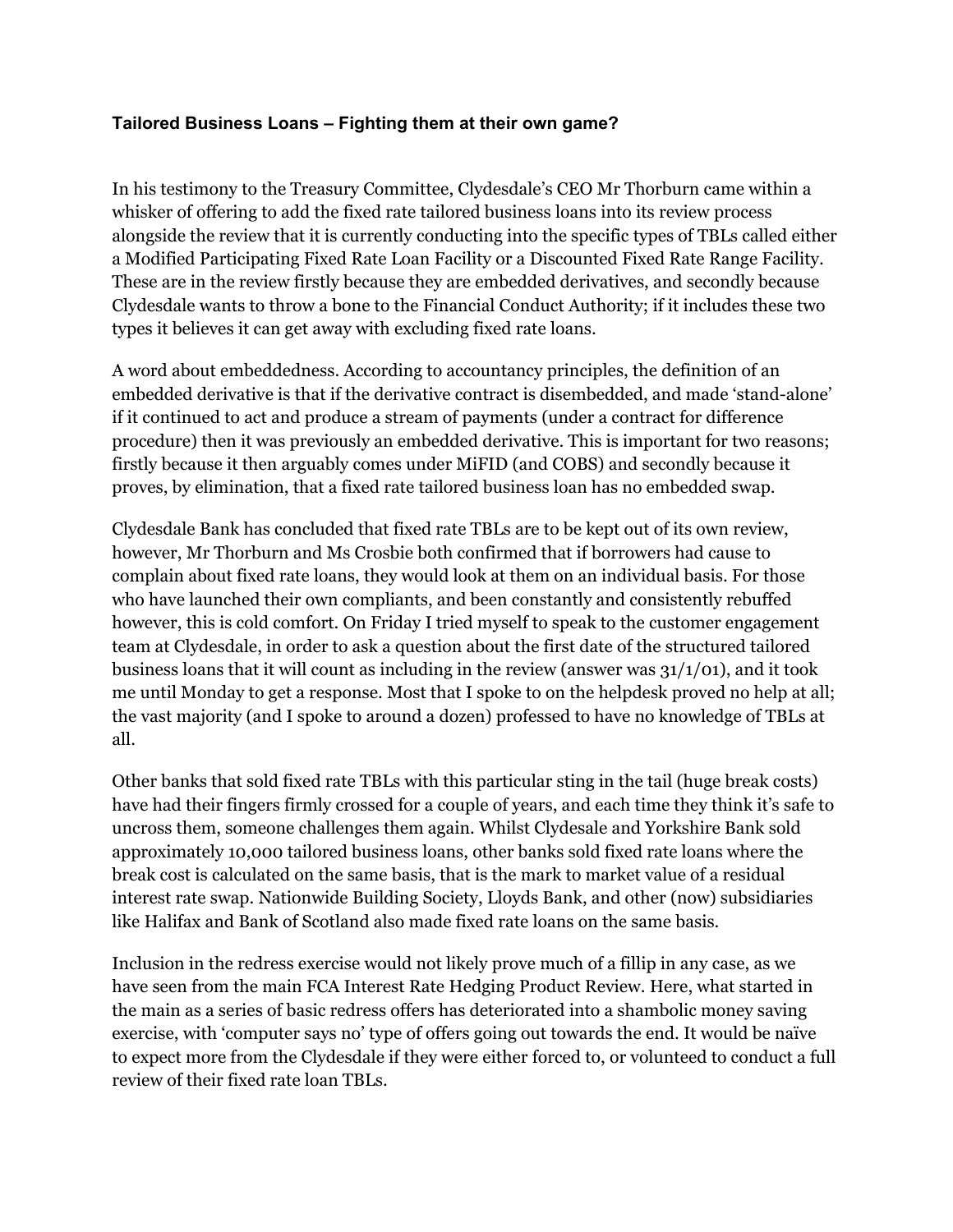### **Tailored Business Loans – Fighting them at their own game?**

In his testimony to the Treasury Committee, Clydesdale's CEO Mr Thorburn came within a whisker of offering to add the fixed rate tailored business loans into its review process alongside the review that it is currently conducting into the specific types of TBLs called either a Modified Participating Fixed Rate Loan Facility or a Discounted Fixed Rate Range Facility. These are in the review firstly because they are embedded derivatives, and secondly because Clydesdale wants to throw a bone to the Financial Conduct Authority; if it includes these two types it believes it can get away with excluding fixed rate loans.

A word about embeddedness. According to accountancy principles, the definition of an embedded derivative is that if the derivative contract is disembedded, and made 'stand-alone' if it continued to act and produce a stream of payments (under a contract for difference procedure) then it was previously an embedded derivative. This is important for two reasons; firstly because it then arguably comes under MiFID (and COBS) and secondly because it proves, by elimination, that a fixed rate tailored business loan has no embedded swap.

Clydesdale Bank has concluded that fixed rate TBLs are to be kept out of its own review, however, Mr Thorburn and Ms Crosbie both confirmed that if borrowers had cause to complain about fixed rate loans, they would look at them on an individual basis. For those who have launched their own compliants, and been constantly and consistently rebuffed however, this is cold comfort. On Friday I tried myself to speak to the customer engagement team at Clydesdale, in order to ask a question about the first date of the structured tailored business loans that it will count as including in the review (answer was 31/1/01), and it took me until Monday to get a response. Most that I spoke to on the helpdesk proved no help at all; the vast majority (and I spoke to around a dozen) professed to have no knowledge of TBLs at all.

Other banks that sold fixed rate TBLs with this particular sting in the tail (huge break costs) have had their fingers firmly crossed for a couple of years, and each time they think it's safe to uncross them, someone challenges them again. Whilst Clydesale and Yorkshire Bank sold approximately 10,000 tailored business loans, other banks sold fixed rate loans where the break cost is calculated on the same basis, that is the mark to market value of a residual interest rate swap. Nationwide Building Society, Lloyds Bank, and other (now) subsidiaries like Halifax and Bank of Scotland also made fixed rate loans on the same basis.

Inclusion in the redress exercise would not likely prove much of a fillip in any case, as we have seen from the main FCA Interest Rate Hedging Product Review. Here, what started in the main as a series of basic redress offers has deteriorated into a shambolic money saving exercise, with 'computer says no' type of offers going out towards the end. It would be naïve to expect more from the Clydesdale if they were either forced to, or volunteed to conduct a full review of their fixed rate loan TBLs.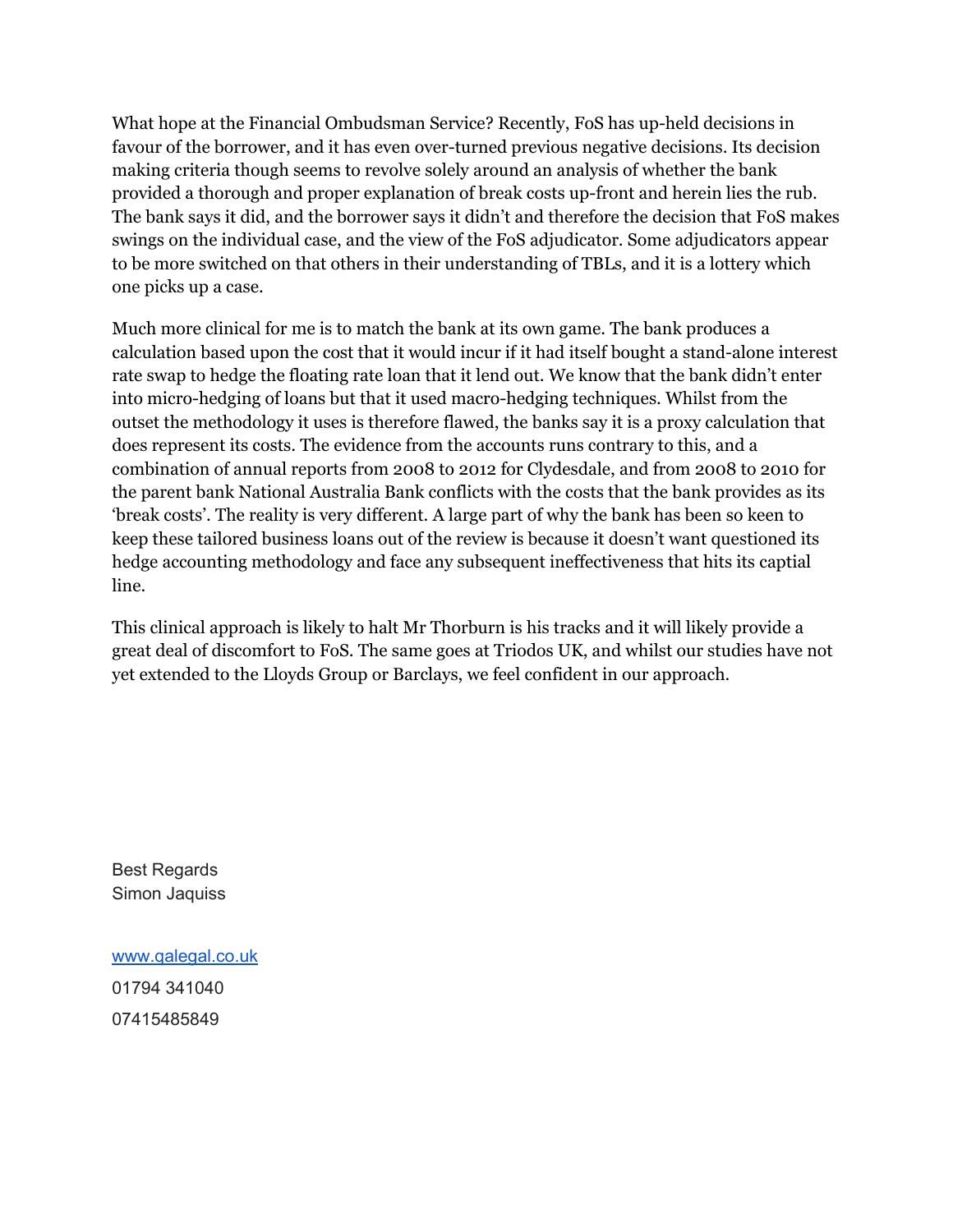What hope at the Financial Ombudsman Service? Recently, FoS has up-held decisions in favour of the borrower, and it has even over-turned previous negative decisions. Its decision making criteria though seems to revolve solely around an analysis of whether the bank provided a thorough and proper explanation of break costs up-front and herein lies the rub. The bank says it did, and the borrower says it didn't and therefore the decision that FoS makes swings on the individual case, and the view of the FoS adjudicator. Some adjudicators appear to be more switched on that others in their understanding of TBLs, and it is a lottery which one picks up a case.

Much more clinical for me is to match the bank at its own game. The bank produces a calculation based upon the cost that it would incur if it had itself bought a stand-alone interest rate swap to hedge the floating rate loan that it lend out. We know that the bank didn't enter into micro-hedging of loans but that it used macro-hedging techniques. Whilst from the outset the methodology it uses is therefore flawed, the banks say it is a proxy calculation that does represent its costs. The evidence from the accounts runs contrary to this, and a combination of annual reports from 2008 to 2012 for Clydesdale, and from 2008 to 2010 for the parent bank National Australia Bank conflicts with the costs that the bank provides as its 'break costs'. The reality is very different. A large part of why the bank has been so keen to keep these tailored business loans out of the review is because it doesn't want questioned its hedge accounting methodology and face any subsequent ineffectiveness that hits its captial line.

This clinical approach is likely to halt Mr Thorburn is his tracks and it will likely provide a great deal of discomfort to FoS. The same goes at Triodos UK, and whilst our studies have not yet extended to the Lloyds Group or Barclays, we feel confident in our approach.

Best Regards
Simon Jaquiss

[www.qalegal.co.uk](http://www.qalegal.co.uk)

01794 341040

07415485849